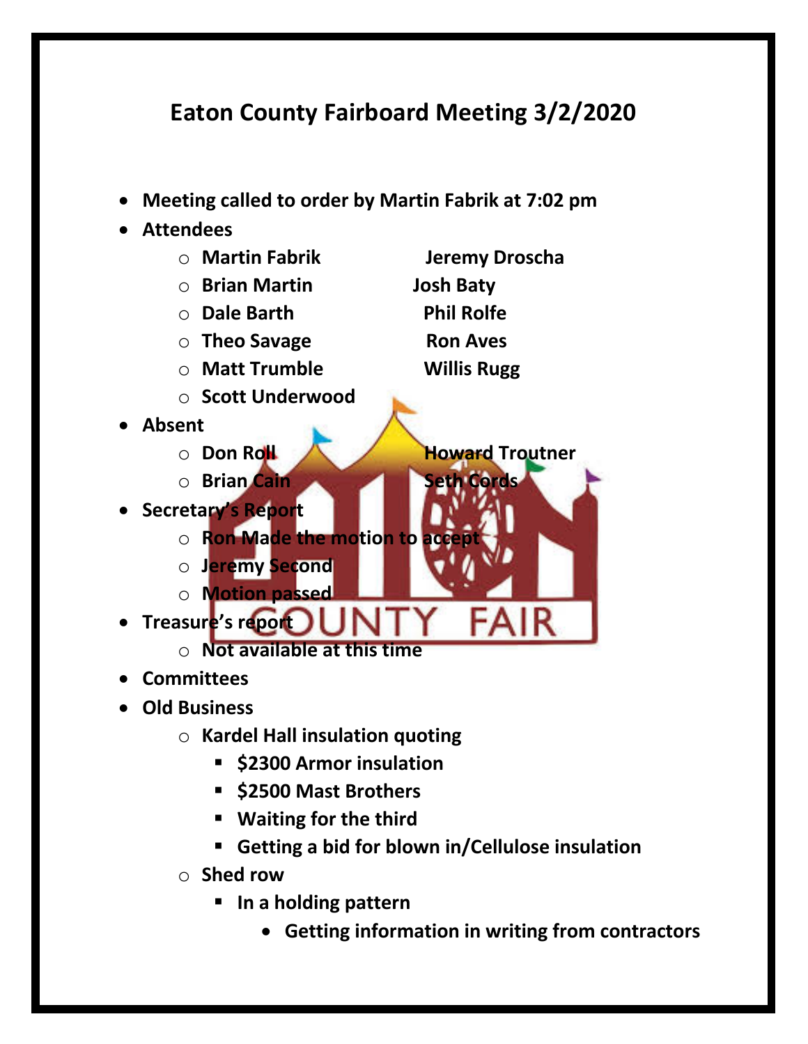# Eaton County Fairboard Meeting 3/2/2020

- **Meeting called to order by Martin Fabrik at 7:02 pm**
- **Attendees**
  - **Martin Fabrik**
  - **Brian Martin**
  - **Dale Barth**
  - **Theo Savage**
  - **Matt Trumble**
  - **Scott Underwood**
  - **Jeremy Droscha**
  - **Josh Baty**
  - **Phil Rolfe**
  - **Ron Aves**
  - **Willis Rugg**
- **Absent**
  - **Don Roll**
  - **Brian Cain**
  - **Howard Troutner**
  - **Seth Cords**
- **Secretary's Report**
  - **Ron Made the motion to accept**
  - **Jeremy Second**
  - **Motion passed**
- **Treasure's report**
  - **Not available at this time**
- **Committees**
- **Old Business**
  - **Kardel Hall insulation quoting**
    - **$2300 Armor insulation**
    - **$2500 Mast Brothers**
    - **Waiting for the third**
    - **Getting a bid for blown in/Cellulose insulation**
  - **Shed row**
    - **In a holding pattern**
      - **Getting information in writing from contractors**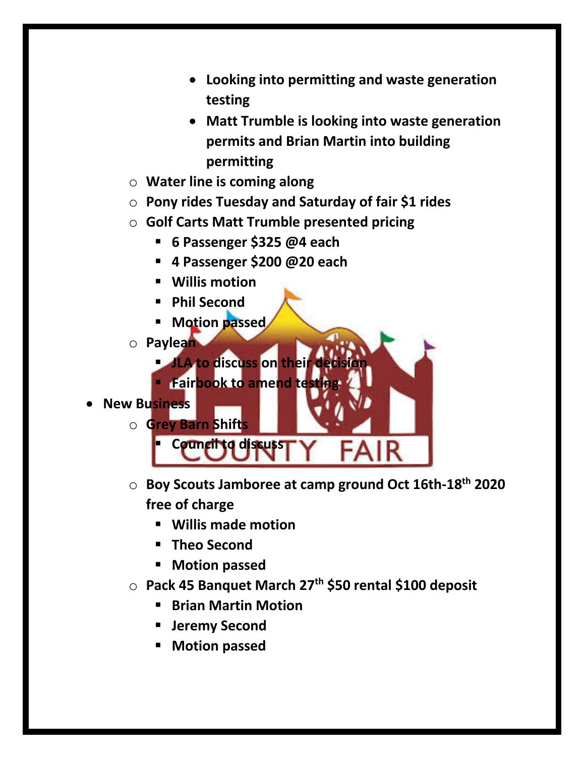- Looking into permitting and waste generation testing
- Matt Trumble is looking into waste generation permits and Brian Martin into building permitting

- Water line is coming along
- Pony rides Tuesday and Saturday of fair $1 rides
- Golf Carts Matt Trumble presented pricing
  - 6 Passenger $325 @4 each
  - 4 Passenger $200 @20 each
  - Willis motion
  - Phil Second
  - Motion passed
- Paylean
  - JLA to discuss on their decision
  - Fairbook to amend testing

- **New Business**
  - Grey Barn Shifts
    - Council to discuss
  - Boy Scouts Jamboree at camp ground Oct 16th-18th 2020 free of charge
    - Willis made motion
    - Theo Second
    - Motion passed
  - Pack 45 Banquet March 27th $50 rental $100 deposit
    - Brian Martin Motion
    - Jeremy Second
    - Motion passed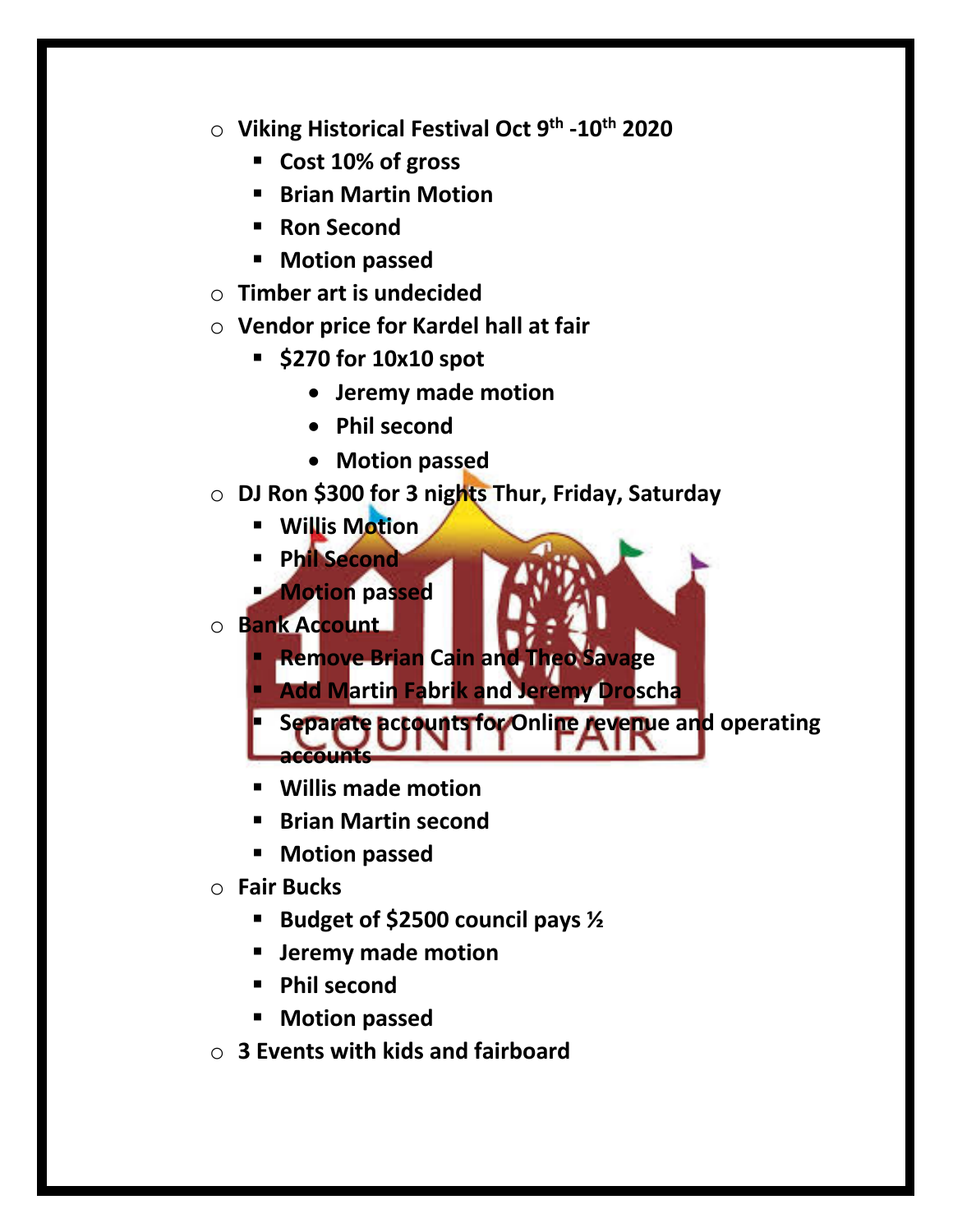- **Viking Historical Festival Oct 9th -10th 2020**
  - **Cost 10% of gross**
  - **Brian Martin Motion**
  - **Ron Second**
  - **Motion passed**
- **Timber art is undecided**
- **Vendor price for Kardel hall at fair**
  - **$270 for 10x10 spot**
    - **Jeremy made motion**
    - **Phil second**
    - **Motion passed**
- **DJ Ron $300 for 3 nights Thur, Friday, Saturday**
  - **Willis Motion**
  - **Phil Second**
  - **Motion passed**
- **Bank Account**
  - **Remove Brian Cain and Theo Savage**
  - **Add Martin Fabrik and Jeremy Droscha**
  - **Separate accounts for Online revenue and operating accounts**
  - **Willis made motion**
  - **Brian Martin second**
  - **Motion passed**
- **Fair Bucks**
  - **Budget of $2500 council pays ½**
  - **Jeremy made motion**
  - **Phil second**
  - **Motion passed**
- **3 Events with kids and fairboard**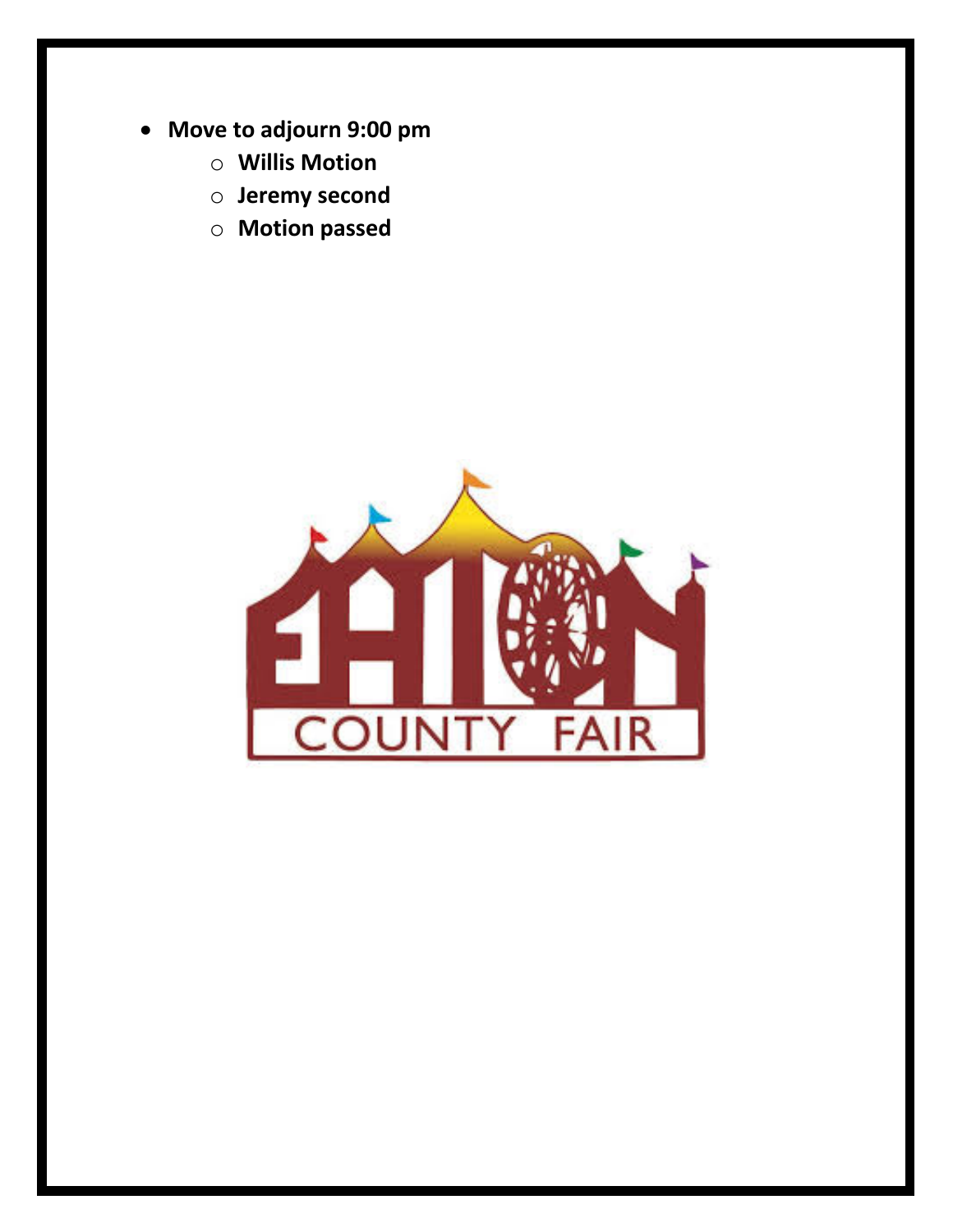- **Move to adjourn 9:00 pm**
    - **Willis Motion**
    - **Jeremy second**
    - **Motion passed**